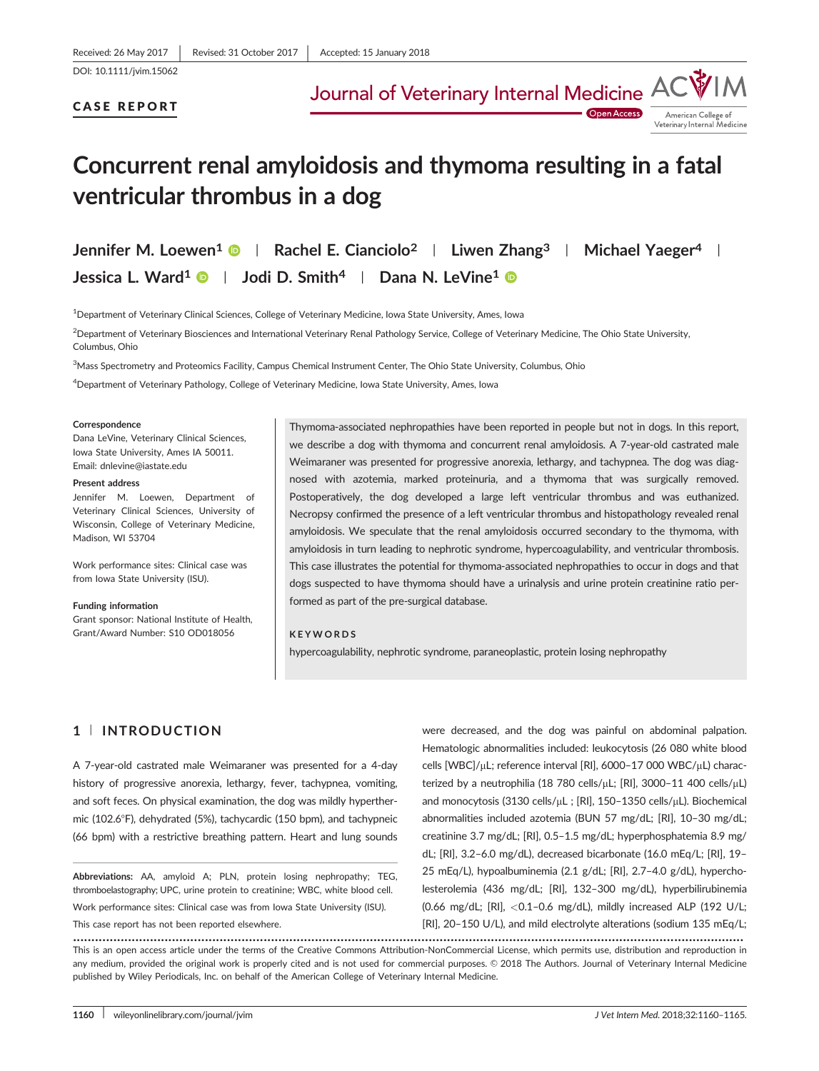Received: 26 May 2017 | Revised: 31 October 2017 | Accepted: 15 January 2018

DOI: 10.1111/jvim.15062

**CASE REPORT**

# Concurrent renal amyloidosis and thymoma resulting in a fatal ventricular thrombus in a dog

**Jennifer M. Loewen**[1] | **Rachel E. Cianciolo**[2] | **Liwen Zhang**[3] | **Michael Yaeger**[4] | **Jessica L. Ward**[1] | **Jodi D. Smith**[4] | **Dana N. LeVine**[1]

[1]Department of Veterinary Clinical Sciences, College of Veterinary Medicine, Iowa State University, Ames, Iowa

[2]Department of Veterinary Biosciences and International Veterinary Renal Pathology Service, College of Veterinary Medicine, The Ohio State University, Columbus, Ohio

[3]Mass Spectrometry and Proteomics Facility, Campus Chemical Instrument Center, The Ohio State University, Columbus, Ohio

[4]Department of Veterinary Pathology, College of Veterinary Medicine, Iowa State University, Ames, Iowa

**Correspondence**
Dana LeVine, Veterinary Clinical Sciences, Iowa State University, Ames IA 50011.
Email: dnlevine@iastate.edu

**Present address**
Jennifer M. Loewen, Department of Veterinary Clinical Sciences, University of Wisconsin, College of Veterinary Medicine, Madison, WI 53704

Work performance sites: Clinical case was from Iowa State University (ISU).

**Funding information**
Grant sponsor: National Institute of Health, Grant/Award Number: S10 OD018056

Thymoma-associated nephropathies have been reported in people but not in dogs. In this report, we describe a dog with thymoma and concurrent renal amyloidosis. A 7-year-old castrated male Weimaraner was presented for progressive anorexia, lethargy, and tachypnea. The dog was diagnosed with azotemia, marked proteinuria, and a thymoma that was surgically removed. Postoperatively, the dog developed a large left ventricular thrombus and was euthanized. Necropsy confirmed the presence of a left ventricular thrombus and histopathology revealed renal amyloidosis. We speculate that the renal amyloidosis occurred secondary to the thymoma, with amyloidosis in turn leading to nephrotic syndrome, hypercoagulability, and ventricular thrombosis. This case illustrates the potential for thymoma-associated nephropathies to occur in dogs and that dogs suspected to have thymoma should have a urinalysis and urine protein creatinine ratio performed as part of the pre-surgical database.

**KEYWORDS**

hypercoagulability, nephrotic syndrome, paraneoplastic, protein losing nephropathy

## 1 | INTRODUCTION

A 7-year-old castrated male Weimaraner was presented for a 4-day history of progressive anorexia, lethargy, fever, tachypnea, vomiting, and soft feces. On physical examination, the dog was mildly hyperthermic (102.6°F), dehydrated (5%), tachycardic (150 bpm), and tachypneic (66 bpm) with a restrictive breathing pattern. Heart and lung sounds were decreased, and the dog was painful on abdominal palpation. Hematologic abnormalities included: leukocytosis (26 080 white blood cells [WBC]/μL; reference interval [RI], 6000–17 000 WBC/μL) characterized by a neutrophilia (18 780 cells/μL; [RI], 3000–11 400 cells/μL) and monocytosis (3130 cells/μL ; [RI], 150–1350 cells/μL). Biochemical abnormalities included azotemia (BUN 57 mg/dL; [RI], 10–30 mg/dL; creatinine 3.7 mg/dL; [RI], 0.5–1.5 mg/dL; hyperphosphatemia 8.9 mg/dL; [RI], 3.2–6.0 mg/dL), decreased bicarbonate (16.0 mEq/L; [RI], 19–25 mEq/L), hypoalbuminemia (2.1 g/dL; [RI], 2.7–4.0 g/dL), hypercholesterolemia (436 mg/dL; [RI], 132–300 mg/dL), hyperbilirubinemia (0.66 mg/dL; [RI], <0.1–0.6 mg/dL), mildly increased ALP (192 U/L; [RI], 20–150 U/L), and mild electrolyte alterations (sodium 135 mEq/L;

**Abbreviations:** AA, amyloid A; PLN, protein losing nephropathy; TEG, thromboelastography; UPC, urine protein to creatinine; WBC, white blood cell.

Work performance sites: Clinical case was from Iowa State University (ISU).

This case report has not been reported elsewhere.

This is an open access article under the terms of the Creative Commons Attribution-NonCommercial License, which permits use, distribution and reproduction in any medium, provided the original work is properly cited and is not used for commercial purposes. © 2018 The Authors. Journal of Veterinary Internal Medicine published by Wiley Periodicals, Inc. on behalf of the American College of Veterinary Internal Medicine.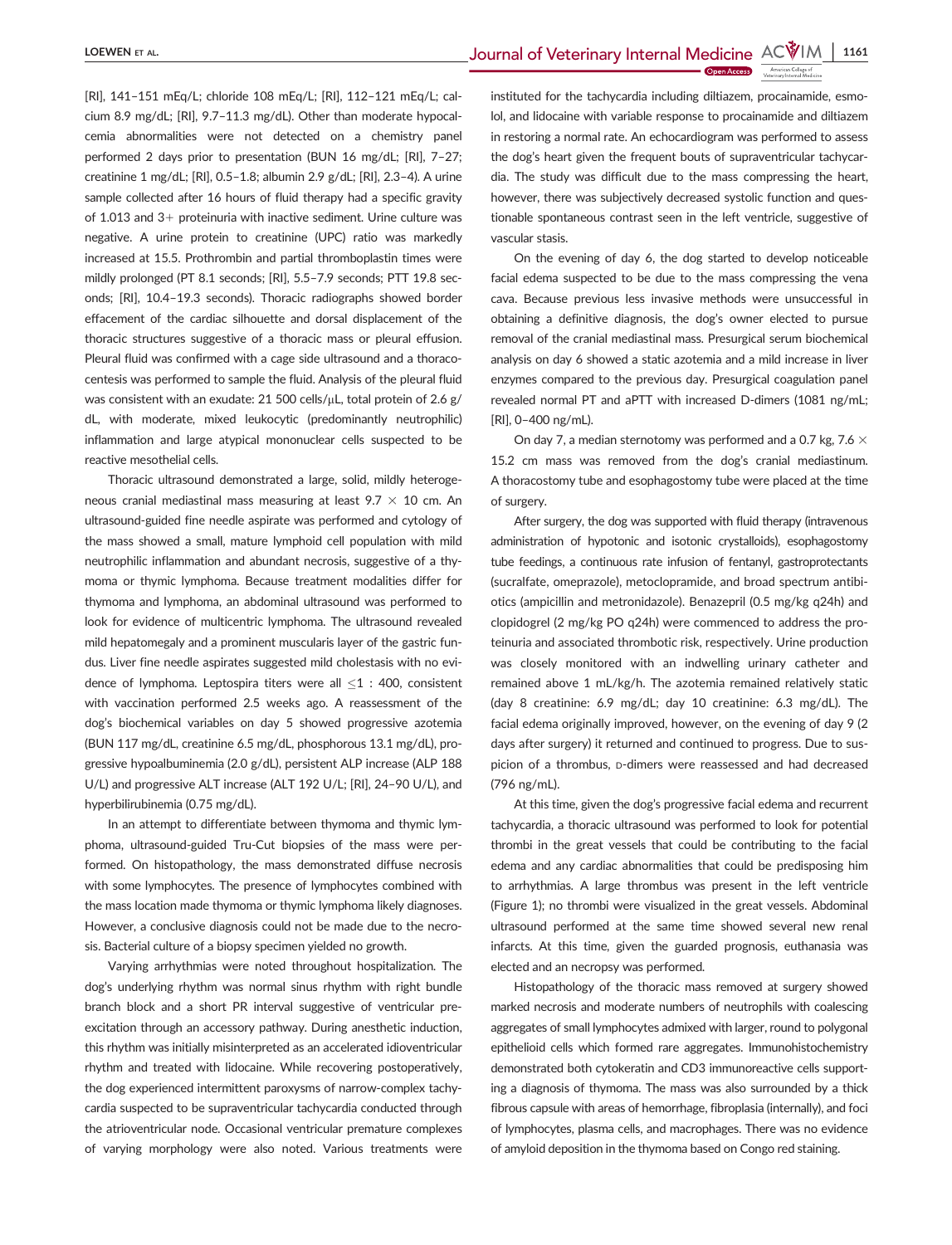[RI], 141–151 mEq/L; chloride 108 mEq/L; [RI], 112–121 mEq/L; calcium 8.9 mg/dL; [RI], 9.7–11.3 mg/dL). Other than moderate hypocalcemia abnormalities were not detected on a chemistry panel performed 2 days prior to presentation (BUN 16 mg/dL; [RI], 7–27; creatinine 1 mg/dL; [RI], 0.5–1.8; albumin 2.9 g/dL; [RI], 2.3–4). A urine sample collected after 16 hours of fluid therapy had a specific gravity of 1.013 and 3+ proteinuria with inactive sediment. Urine culture was negative. A urine protein to creatinine (UPC) ratio was markedly increased at 15.5. Prothrombin and partial thromboplastin times were mildly prolonged (PT 8.1 seconds; [RI], 5.5–7.9 seconds; PTT 19.8 seconds; [RI], 10.4–19.3 seconds). Thoracic radiographs showed border effacement of the cardiac silhouette and dorsal displacement of the thoracic structures suggestive of a thoracic mass or pleural effusion. Pleural fluid was confirmed with a cage side ultrasound and a thoracocentesis was performed to sample the fluid. Analysis of the pleural fluid was consistent with an exudate: 21 500 cells/μL, total protein of 2.6 g/dL, with moderate, mixed leukocytic (predominantly neutrophilic) inflammation and large atypical mononuclear cells suspected to be reactive mesothelial cells.

Thoracic ultrasound demonstrated a large, solid, mildly heterogeneous cranial mediastinal mass measuring at least 9.7 × 10 cm. An ultrasound-guided fine needle aspirate was performed and cytology of the mass showed a small, mature lymphoid cell population with mild neutrophilic inflammation and abundant necrosis, suggestive of a thymoma or thymic lymphoma. Because treatment modalities differ for thymoma and lymphoma, an abdominal ultrasound was performed to look for evidence of multicentric lymphoma. The ultrasound revealed mild hepatomegaly and a prominent muscularis layer of the gastric fundus. Liver fine needle aspirates suggested mild cholestasis with no evidence of lymphoma. Leptospira titers were all ≤1 : 400, consistent with vaccination performed 2.5 weeks ago. A reassessment of the dog's biochemical variables on day 5 showed progressive azotemia (BUN 117 mg/dL, creatinine 6.5 mg/dL, phosphorous 13.1 mg/dL), progressive hypoalbuminemia (2.0 g/dL), persistent ALP increase (ALP 188 U/L) and progressive ALT increase (ALT 192 U/L; [RI], 24–90 U/L), and hyperbilirubinemia (0.75 mg/dL).

In an attempt to differentiate between thymoma and thymic lymphoma, ultrasound-guided Tru-Cut biopsies of the mass were performed. On histopathology, the mass demonstrated diffuse necrosis with some lymphocytes. The presence of lymphocytes combined with the mass location made thymoma or thymic lymphoma likely diagnoses. However, a conclusive diagnosis could not be made due to the necrosis. Bacterial culture of a biopsy specimen yielded no growth.

Varying arrhythmias were noted throughout hospitalization. The dog's underlying rhythm was normal sinus rhythm with right bundle branch block and a short PR interval suggestive of ventricular preexcitation through an accessory pathway. During anesthetic induction, this rhythm was initially misinterpreted as an accelerated idioventricular rhythm and treated with lidocaine. While recovering postoperatively, the dog experienced intermittent paroxysms of narrow-complex tachycardia suspected to be supraventricular tachycardia conducted through the atrioventricular node. Occasional ventricular premature complexes of varying morphology were also noted. Various treatments were instituted for the tachycardia including diltiazem, procainamide, esmolol, and lidocaine with variable response to procainamide and diltiazem in restoring a normal rate. An echocardiogram was performed to assess the dog's heart given the frequent bouts of supraventricular tachycardia. The study was difficult due to the mass compressing the heart, however, there was subjectively decreased systolic function and questionable spontaneous contrast seen in the left ventricle, suggestive of vascular stasis.

On the evening of day 6, the dog started to develop noticeable facial edema suspected to be due to the mass compressing the vena cava. Because previous less invasive methods were unsuccessful in obtaining a definitive diagnosis, the dog's owner elected to pursue removal of the cranial mediastinal mass. Presurgical serum biochemical analysis on day 6 showed a static azotemia and a mild increase in liver enzymes compared to the previous day. Presurgical coagulation panel revealed normal PT and aPTT with increased D-dimers (1081 ng/mL; [RI], 0–400 ng/mL).

On day 7, a median sternotomy was performed and a 0.7 kg, 7.6 × 15.2 cm mass was removed from the dog's cranial mediastinum. A thoracostomy tube and esophagostomy tube were placed at the time of surgery.

After surgery, the dog was supported with fluid therapy (intravenous administration of hypotonic and isotonic crystalloids), esophagostomy tube feedings, a continuous rate infusion of fentanyl, gastroprotectants (sucralfate, omeprazole), metoclopramide, and broad spectrum antibiotics (ampicillin and metronidazole). Benazepril (0.5 mg/kg q24h) and clopidogrel (2 mg/kg PO q24h) were commenced to address the proteinuria and associated thrombotic risk, respectively. Urine production was closely monitored with an indwelling urinary catheter and remained above 1 mL/kg/h. The azotemia remained relatively static (day 8 creatinine: 6.9 mg/dL; day 10 creatinine: 6.3 mg/dL). The facial edema originally improved, however, on the evening of day 9 (2 days after surgery) it returned and continued to progress. Due to suspicion of a thrombus, D-dimers were reassessed and had decreased (796 ng/mL).

At this time, given the dog's progressive facial edema and recurrent tachycardia, a thoracic ultrasound was performed to look for potential thrombi in the great vessels that could be contributing to the facial edema and any cardiac abnormalities that could be predisposing him to arrhythmias. A large thrombus was present in the left ventricle (Figure 1); no thrombi were visualized in the great vessels. Abdominal ultrasound performed at the same time showed several new renal infarcts. At this time, given the guarded prognosis, euthanasia was elected and an necropsy was performed.

Histopathology of the thoracic mass removed at surgery showed marked necrosis and moderate numbers of neutrophils with coalescing aggregates of small lymphocytes admixed with larger, round to polygonal epithelioid cells which formed rare aggregates. Immunohistochemistry demonstrated both cytokeratin and CD3 immunoreactive cells supporting a diagnosis of thymoma. The mass was also surrounded by a thick fibrous capsule with areas of hemorrhage, fibroplasia (internally), and foci of lymphocytes, plasma cells, and macrophages. There was no evidence of amyloid deposition in the thymoma based on Congo red staining.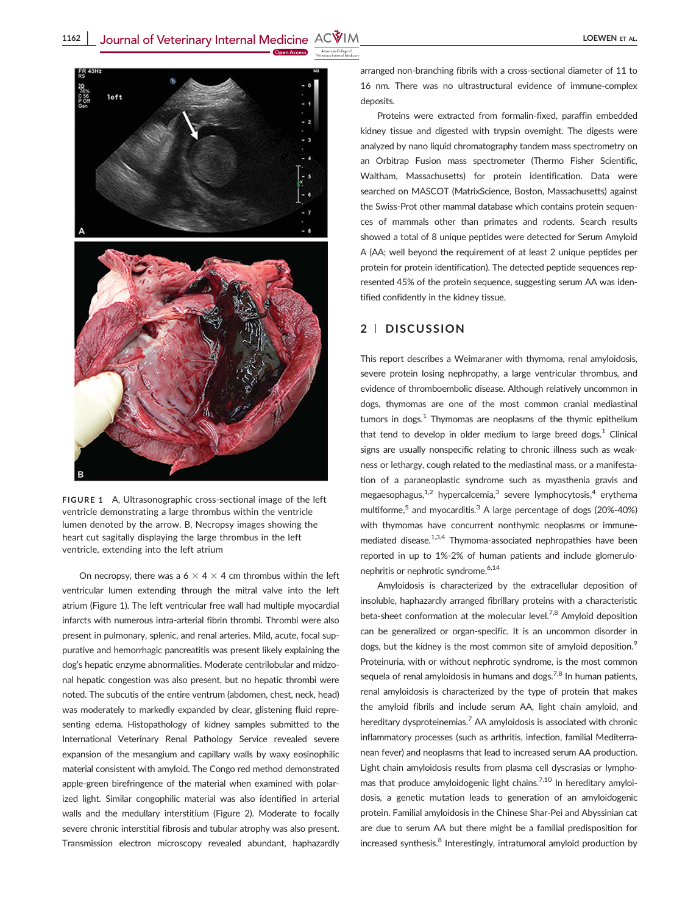FIGURE 1 A, Ultrasonographic cross-sectional image of the left ventricle demonstrating a large thrombus within the ventricle lumen denoted by the arrow. B, Necropsy images showing the heart cut sagitally displaying the large thrombus in the left ventricle, extending into the left atrium

On necropsy, there was a 6 × 4 × 4 cm thrombus within the left ventricular lumen extending through the mitral valve into the left atrium (Figure 1). The left ventricular free wall had multiple myocardial infarcts with numerous intra-arterial fibrin thrombi. Thrombi were also present in pulmonary, splenic, and renal arteries. Mild, acute, focal suppurative and hemorrhagic pancreatitis was present likely explaining the dog's hepatic enzyme abnormalities. Moderate centrilobular and midzonal hepatic congestion was also present, but no hepatic thrombi were noted. The subcutis of the entire ventrum (abdomen, chest, neck, head) was moderately to markedly expanded by clear, glistening fluid representing edema. Histopathology of kidney samples submitted to the International Veterinary Renal Pathology Service revealed severe expansion of the mesangium and capillary walls by waxy eosinophilic material consistent with amyloid. The Congo red method demonstrated apple-green birefringence of the material when examined with polarized light. Similar congophilic material was also identified in arterial walls and the medullary interstitium (Figure 2). Moderate to focally severe chronic interstitial fibrosis and tubular atrophy was also present. Transmission electron microscopy revealed abundant, haphazardly arranged non-branching fibrils with a cross-sectional diameter of 11 to 16 nm. There was no ultrastructural evidence of immune-complex deposits.

Proteins were extracted from formalin-fixed, paraffin embedded kidney tissue and digested with trypsin overnight. The digests were analyzed by nano liquid chromatography tandem mass spectrometry on an Orbitrap Fusion mass spectrometer (Thermo Fisher Scientific, Waltham, Massachusetts) for protein identification. Data were searched on MASCOT (MatrixScience, Boston, Massachusetts) against the Swiss-Prot other mammal database which contains protein sequences of mammals other than primates and rodents. Search results showed a total of 8 unique peptides were detected for Serum Amyloid A (AA; well beyond the requirement of at least 2 unique peptides per protein for protein identification). The detected peptide sequences represented 45% of the protein sequence, suggesting serum AA was identified confidently in the kidney tissue.

## 2 | DISCUSSION

This report describes a Weimaraner with thymoma, renal amyloidosis, severe protein losing nephropathy, a large ventricular thrombus, and evidence of thromboembolic disease. Although relatively uncommon in dogs, thymomas are one of the most common cranial mediastinal tumors in dogs.[1] Thymomas are neoplasms of the thymic epithelium that tend to develop in older medium to large breed dogs.[1] Clinical signs are usually nonspecific relating to chronic illness such as weakness or lethargy, cough related to the mediastinal mass, or a manifestation of a paraneoplastic syndrome such as myasthenia gravis and megaesophagus,[1,2] hypercalcemia,[3] severe lymphocytosis,[4] erythema multiforme,[5] and myocarditis.[3] A large percentage of dogs (20%-40%) with thymomas have concurrent nonthymic neoplasms or immune-mediated disease.[1,3,4] Thymoma-associated nephropathies have been reported in up to 1%-2% of human patients and include glomerulonephritis or nephrotic syndrome.[6,14]

Amyloidosis is characterized by the extracellular deposition of insoluble, haphazardly arranged fibrillary proteins with a characteristic beta-sheet conformation at the molecular level.[7,8] Amyloid deposition can be generalized or organ-specific. It is an uncommon disorder in dogs, but the kidney is the most common site of amyloid deposition.[9] Proteinuria, with or without nephrotic syndrome, is the most common sequela of renal amyloidosis in humans and dogs.[7,8] In human patients, renal amyloidosis is characterized by the type of protein that makes the amyloid fibrils and include serum AA, light chain amyloid, and hereditary dysproteinemias.[7] AA amyloidosis is associated with chronic inflammatory processes (such as arthritis, infection, familial Mediterranean fever) and neoplasms that lead to increased serum AA production. Light chain amyloidosis results from plasma cell dyscrasias or lymphomas that produce amyloidogenic light chains.[7,10] In hereditary amyloidosis, a genetic mutation leads to generation of an amyloidogenic protein. Familial amyloidosis in the Chinese Shar-Pei and Abyssinian cat are due to serum AA but there might be a familial predisposition for increased synthesis.[8] Interestingly, intratumoral amyloid production by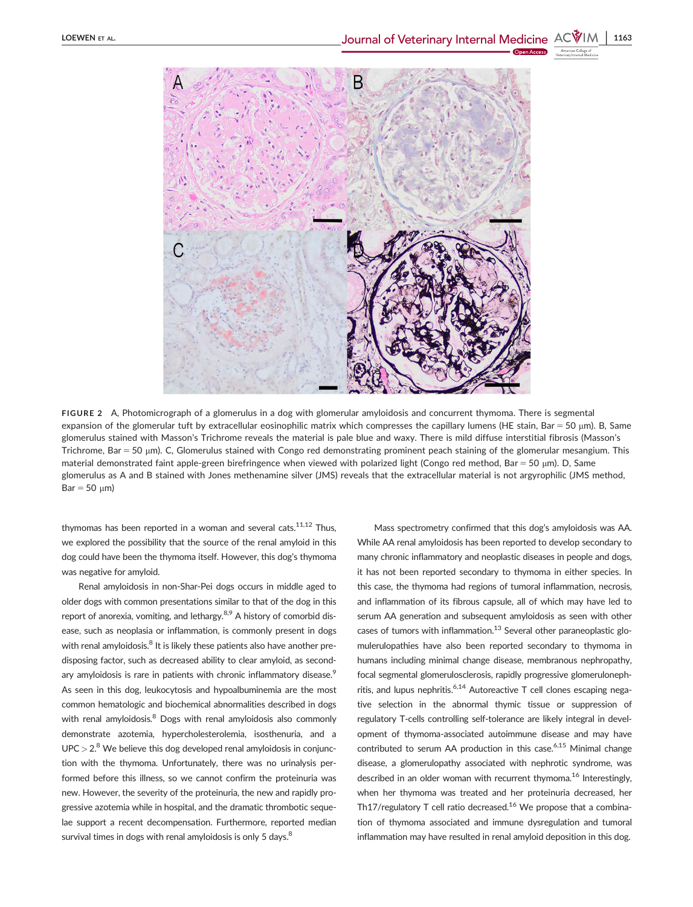FIGURE 2 A, Photomicrograph of a glomerulus in a dog with glomerular amyloidosis and concurrent thymoma. There is segmental expansion of the glomerular tuft by extracellular eosinophilic matrix which compresses the capillary lumens (HE stain, Bar = 50 μm). B, Same glomerulus stained with Masson's Trichrome reveals the material is pale blue and waxy. There is mild diffuse interstitial fibrosis (Masson's Trichrome, Bar = 50 μm). C, Glomerulus stained with Congo red demonstrating prominent peach staining of the glomerular mesangium. This material demonstrated faint apple-green birefringence when viewed with polarized light (Congo red method, Bar = 50 μm). D, Same glomerulus as A and B stained with Jones methenamine silver (JMS) reveals that the extracellular material is not argyrophilic (JMS method, Bar = 50 μm)

thymomas has been reported in a woman and several cats.[11,12] Thus, we explored the possibility that the source of the renal amyloid in this dog could have been the thymoma itself. However, this dog's thymoma was negative for amyloid.

Renal amyloidosis in non-Shar-Pei dogs occurs in middle aged to older dogs with common presentations similar to that of the dog in this report of anorexia, vomiting, and lethargy.[8,9] A history of comorbid disease, such as neoplasia or inflammation, is commonly present in dogs with renal amyloidosis.[8] It is likely these patients also have another predisposing factor, such as decreased ability to clear amyloid, as secondary amyloidosis is rare in patients with chronic inflammatory disease.[9] As seen in this dog, leukocytosis and hypoalbuminemia are the most common hematologic and biochemical abnormalities described in dogs with renal amyloidosis.[8] Dogs with renal amyloidosis also commonly demonstrate azotemia, hypercholesterolemia, isosthenuria, and a UPC > 2.[8] We believe this dog developed renal amyloidosis in conjunction with the thymoma. Unfortunately, there was no urinalysis performed before this illness, so we cannot confirm the proteinuria was new. However, the severity of the proteinuria, the new and rapidly progressive azotemia while in hospital, and the dramatic thrombotic sequelae support a recent decompensation. Furthermore, reported median survival times in dogs with renal amyloidosis is only 5 days.[8]

Mass spectrometry confirmed that this dog's amyloidosis was AA. While AA renal amyloidosis has been reported to develop secondary to many chronic inflammatory and neoplastic diseases in people and dogs, it has not been reported secondary to thymoma in either species. In this case, the thymoma had regions of tumoral inflammation, necrosis, and inflammation of its fibrous capsule, all of which may have led to serum AA generation and subsequent amyloidosis as seen with other cases of tumors with inflammation.[13] Several other paraneoplastic glomerulopathies have also been reported secondary to thymoma in humans including minimal change disease, membranous nephropathy, focal segmental glomerulosclerosis, rapidly progressive glomerulonephritis, and lupus nephritis.[6,14] Autoreactive T cell clones escaping negative selection in the abnormal thymic tissue or suppression of regulatory T-cells controlling self-tolerance are likely integral in development of thymoma-associated autoimmune disease and may have contributed to serum AA production in this case.[6,15] Minimal change disease, a glomerulopathy associated with nephrotic syndrome, was described in an older woman with recurrent thymoma.[16] Interestingly, when her thymoma was treated and her proteinuria decreased, her Th17/regulatory T cell ratio decreased.[16] We propose that a combination of thymoma associated and immune dysregulation and tumoral inflammation may have resulted in renal amyloid deposition in this dog.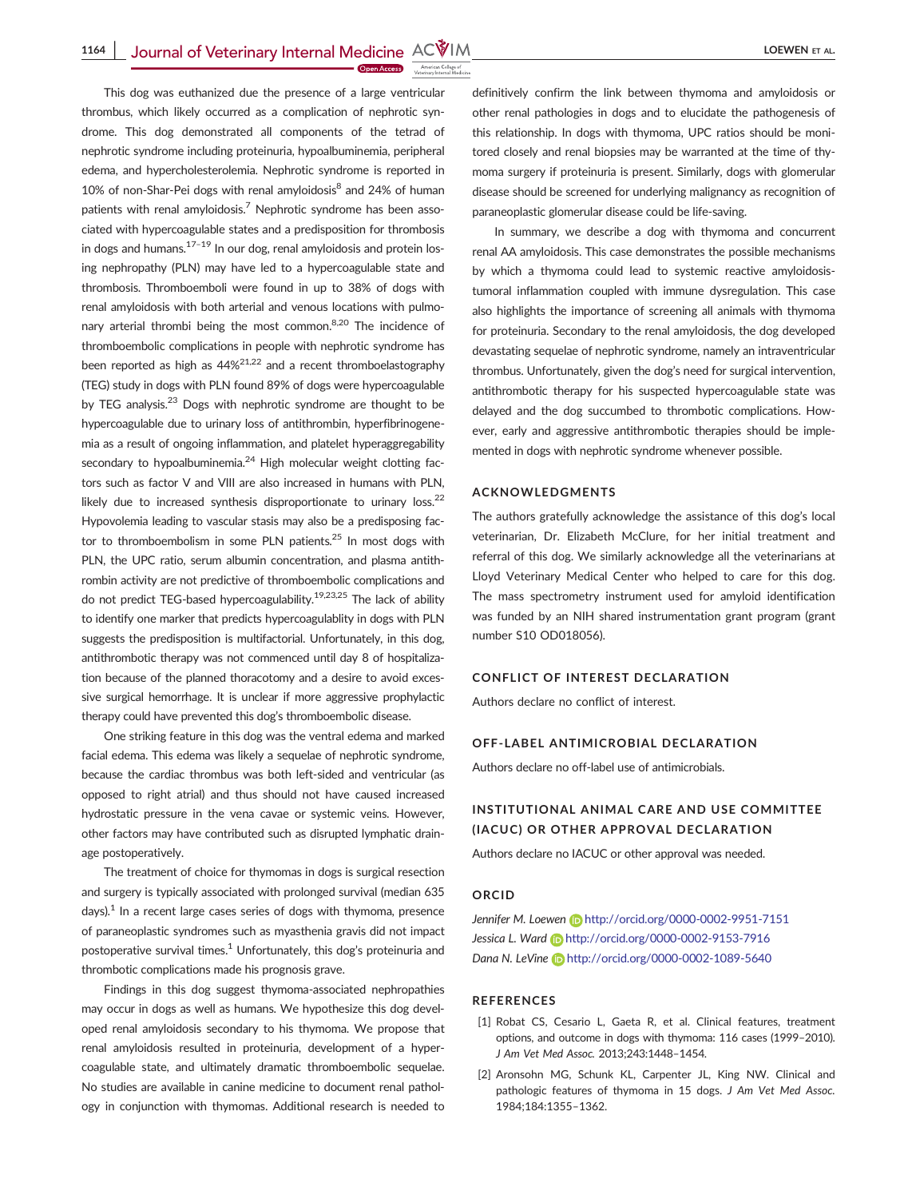This dog was euthanized due the presence of a large ventricular thrombus, which likely occurred as a complication of nephrotic syndrome. This dog demonstrated all components of the tetrad of nephrotic syndrome including proteinuria, hypoalbuminemia, peripheral edema, and hypercholesterolemia. Nephrotic syndrome is reported in 10% of non-Shar-Pei dogs with renal amyloidosis[8] and 24% of human patients with renal amyloidosis.[7] Nephrotic syndrome has been associated with hypercoagulable states and a predisposition for thrombosis in dogs and humans.[17–19] In our dog, renal amyloidosis and protein losing nephropathy (PLN) may have led to a hypercoagulable state and thrombosis. Thromboemboli were found in up to 38% of dogs with renal amyloidosis with both arterial and venous locations with pulmonary arterial thrombi being the most common.[8,20] The incidence of thromboembolic complications in people with nephrotic syndrome has been reported as high as 44%[21,22] and a recent thromboelastography (TEG) study in dogs with PLN found 89% of dogs were hypercoagulable by TEG analysis.[23] Dogs with nephrotic syndrome are thought to be hypercoagulable due to urinary loss of antithrombin, hyperfibrinogenemia as a result of ongoing inflammation, and platelet hyperaggregability secondary to hypoalbuminemia.[24] High molecular weight clotting factors such as factor V and VIII are also increased in humans with PLN, likely due to increased synthesis disproportionate to urinary loss.[22] Hypovolemia leading to vascular stasis may also be a predisposing factor to thromboembolism in some PLN patients.[25] In most dogs with PLN, the UPC ratio, serum albumin concentration, and plasma antithrombin activity are not predictive of thromboembolic complications and do not predict TEG-based hypercoagulability.[19,23,25] The lack of ability to identify one marker that predicts hypercoagulablity in dogs with PLN suggests the predisposition is multifactorial. Unfortunately, in this dog, antithrombotic therapy was not commenced until day 8 of hospitalization because of the planned thoracotomy and a desire to avoid excessive surgical hemorrhage. It is unclear if more aggressive prophylactic therapy could have prevented this dog's thromboembolic disease.

One striking feature in this dog was the ventral edema and marked facial edema. This edema was likely a sequelae of nephrotic syndrome, because the cardiac thrombus was both left-sided and ventricular (as opposed to right atrial) and thus should not have caused increased hydrostatic pressure in the vena cavae or systemic veins. However, other factors may have contributed such as disrupted lymphatic drainage postoperatively.

The treatment of choice for thymomas in dogs is surgical resection and surgery is typically associated with prolonged survival (median 635 days).[1] In a recent large cases series of dogs with thymoma, presence of paraneoplastic syndromes such as myasthenia gravis did not impact postoperative survival times.[1] Unfortunately, this dog's proteinuria and thrombotic complications made his prognosis grave.

Findings in this dog suggest thymoma-associated nephropathies may occur in dogs as well as humans. We hypothesize this dog developed renal amyloidosis secondary to his thymoma. We propose that renal amyloidosis resulted in proteinuria, development of a hypercoagulable state, and ultimately dramatic thromboembolic sequelae. No studies are available in canine medicine to document renal pathology in conjunction with thymomas. Additional research is needed to definitively confirm the link between thymoma and amyloidosis or other renal pathologies in dogs and to elucidate the pathogenesis of this relationship. In dogs with thymoma, UPC ratios should be monitored closely and renal biopsies may be warranted at the time of thymoma surgery if proteinuria is present. Similarly, dogs with glomerular disease should be screened for underlying malignancy as recognition of paraneoplastic glomerular disease could be life-saving.

In summary, we describe a dog with thymoma and concurrent renal AA amyloidosis. This case demonstrates the possible mechanisms by which a thymoma could lead to systemic reactive amyloidosis-tumoral inflammation coupled with immune dysregulation. This case also highlights the importance of screening all animals with thymoma for proteinuria. Secondary to the renal amyloidosis, the dog developed devastating sequelae of nephrotic syndrome, namely an intraventricular thrombus. Unfortunately, given the dog's need for surgical intervention, antithrombotic therapy for his suspected hypercoagulable state was delayed and the dog succumbed to thrombotic complications. However, early and aggressive antithrombotic therapies should be implemented in dogs with nephrotic syndrome whenever possible.

## ACKNOWLEDGMENTS

The authors gratefully acknowledge the assistance of this dog's local veterinarian, Dr. Elizabeth McClure, for her initial treatment and referral of this dog. We similarly acknowledge all the veterinarians at Lloyd Veterinary Medical Center who helped to care for this dog. The mass spectrometry instrument used for amyloid identification was funded by an NIH shared instrumentation grant program (grant number S10 OD018056).

## CONFLICT OF INTEREST DECLARATION

Authors declare no conflict of interest.

## OFF-LABEL ANTIMICROBIAL DECLARATION

Authors declare no off-label use of antimicrobials.

## INSTITUTIONAL ANIMAL CARE AND USE COMMITTEE (IACUC) OR OTHER APPROVAL DECLARATION

Authors declare no IACUC or other approval was needed.

## ORCID

*Jennifer M. Loewen* http://orcid.org/0000-0002-9951-7151
*Jessica L. Ward* http://orcid.org/0000-0002-9153-7916
*Dana N. LeVine* http://orcid.org/0000-0002-1089-5640

## REFERENCES

[1] Robat CS, Cesario L, Gaeta R, et al. Clinical features, treatment options, and outcome in dogs with thymoma: 116 cases (1999–2010). *J Am Vet Med Assoc.* 2013;243:1448–1454.

[2] Aronsohn MG, Schunk KL, Carpenter JL, King NW. Clinical and pathologic features of thymoma in 15 dogs. *J Am Vet Med Assoc.* 1984;184:1355–1362.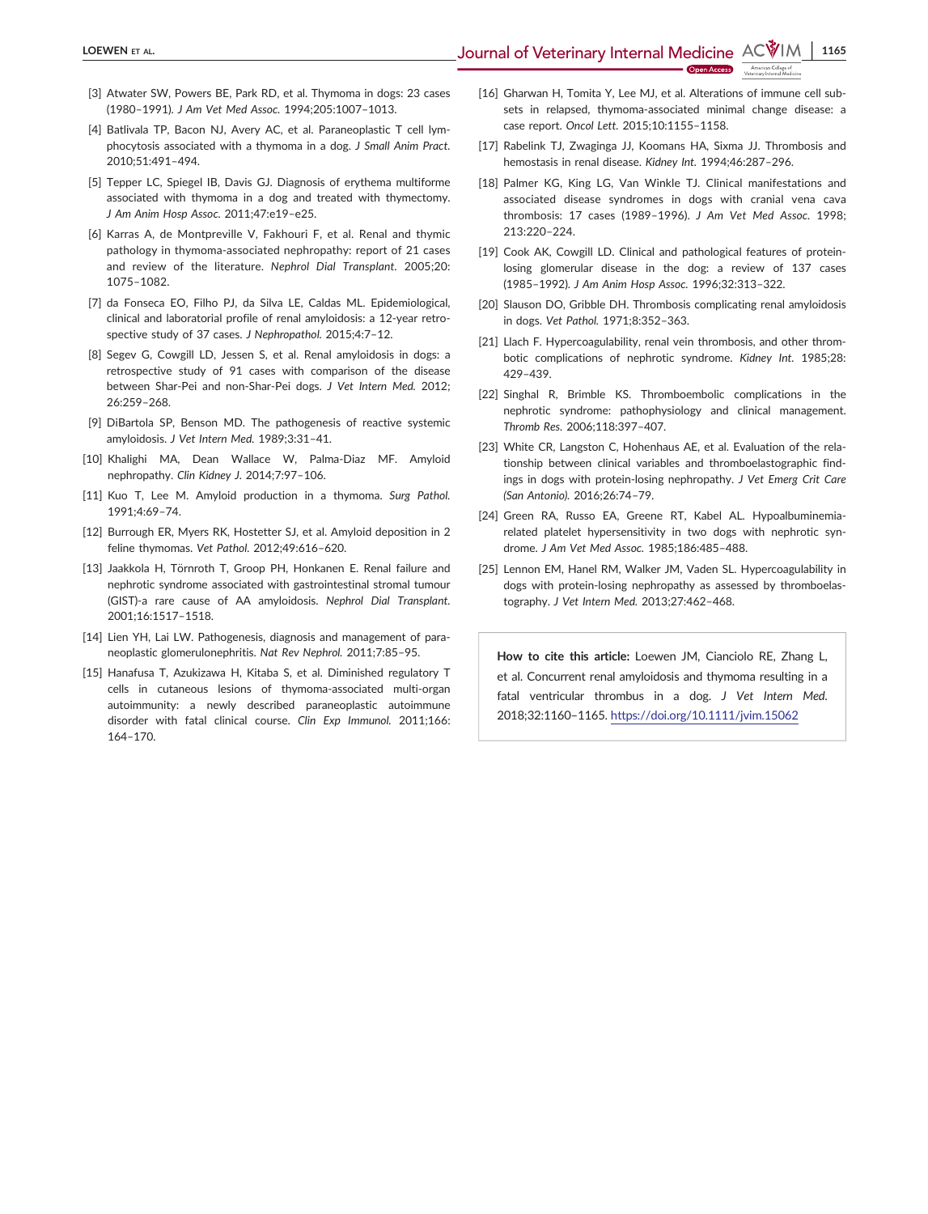[3] Atwater SW, Powers BE, Park RD, et al. Thymoma in dogs: 23 cases (1980–1991). *J Am Vet Med Assoc.* 1994;205:1007–1013.

[4] Batlivala TP, Bacon NJ, Avery AC, et al. Paraneoplastic T cell lymphocytosis associated with a thymoma in a dog. *J Small Anim Pract.* 2010;51:491–494.

[5] Tepper LC, Spiegel IB, Davis GJ. Diagnosis of erythema multiforme associated with thymoma in a dog and treated with thymectomy. *J Am Anim Hosp Assoc.* 2011;47:e19–e25.

[6] Karras A, de Montpreville V, Fakhouri F, et al. Renal and thymic pathology in thymoma-associated nephropathy: report of 21 cases and review of the literature. *Nephrol Dial Transplant.* 2005;20:1075–1082.

[7] da Fonseca EO, Filho PJ, da Silva LE, Caldas ML. Epidemiological, clinical and laboratorial profile of renal amyloidosis: a 12-year retrospective study of 37 cases. *J Nephropathol.* 2015;4:7–12.

[8] Segev G, Cowgill LD, Jessen S, et al. Renal amyloidosis in dogs: a retrospective study of 91 cases with comparison of the disease between Shar-Pei and non-Shar-Pei dogs. *J Vet Intern Med.* 2012;26:259–268.

[9] DiBartola SP, Benson MD. The pathogenesis of reactive systemic amyloidosis. *J Vet Intern Med.* 1989;3:31–41.

[10] Khalighi MA, Dean Wallace W, Palma-Diaz MF. Amyloid nephropathy. *Clin Kidney J.* 2014;7:97–106.

[11] Kuo T, Lee M. Amyloid production in a thymoma. *Surg Pathol.* 1991;4:69–74.

[12] Burrough ER, Myers RK, Hostetter SJ, et al. Amyloid deposition in 2 feline thymomas. *Vet Pathol.* 2012;49:616–620.

[13] Jaakkola H, Törnroth T, Groop PH, Honkanen E. Renal failure and nephrotic syndrome associated with gastrointestinal stromal tumour (GIST)-a rare cause of AA amyloidosis. *Nephrol Dial Transplant.* 2001;16:1517–1518.

[14] Lien YH, Lai LW. Pathogenesis, diagnosis and management of paraneoplastic glomerulonephritis. *Nat Rev Nephrol.* 2011;7:85–95.

[15] Hanafusa T, Azukizawa H, Kitaba S, et al. Diminished regulatory T cells in cutaneous lesions of thymoma-associated multi-organ autoimmunity: a newly described paraneoplastic autoimmune disorder with fatal clinical course. *Clin Exp Immunol.* 2011;166:164–170.

[16] Gharwan H, Tomita Y, Lee MJ, et al. Alterations of immune cell subsets in relapsed, thymoma-associated minimal change disease: a case report. *Oncol Lett.* 2015;10:1155–1158.

[17] Rabelink TJ, Zwaginga JJ, Koomans HA, Sixma JJ. Thrombosis and hemostasis in renal disease. *Kidney Int.* 1994;46:287–296.

[18] Palmer KG, King LG, Van Winkle TJ. Clinical manifestations and associated disease syndromes in dogs with cranial vena cava thrombosis: 17 cases (1989–1996). *J Am Vet Med Assoc.* 1998;213:220–224.

[19] Cook AK, Cowgill LD. Clinical and pathological features of protein-losing glomerular disease in the dog: a review of 137 cases (1985–1992). *J Am Anim Hosp Assoc.* 1996;32:313–322.

[20] Slauson DO, Gribble DH. Thrombosis complicating renal amyloidosis in dogs. *Vet Pathol.* 1971;8:352–363.

[21] Llach F. Hypercoagulability, renal vein thrombosis, and other thrombotic complications of nephrotic syndrome. *Kidney Int.* 1985;28:429–439.

[22] Singhal R, Brimble KS. Thromboembolic complications in the nephrotic syndrome: pathophysiology and clinical management. *Thromb Res.* 2006;118:397–407.

[23] White CR, Langston C, Hohenhaus AE, et al. Evaluation of the relationship between clinical variables and thromboelastographic findings in dogs with protein-losing nephropathy. *J Vet Emerg Crit Care (San Antonio).* 2016;26:74–79.

[24] Green RA, Russo EA, Greene RT, Kabel AL. Hypoalbuminemia-related platelet hypersensitivity in two dogs with nephrotic syndrome. *J Am Vet Med Assoc.* 1985;186:485–488.

[25] Lennon EM, Hanel RM, Walker JM, Vaden SL. Hypercoagulability in dogs with protein-losing nephropathy as assessed by thromboelastography. *J Vet Intern Med.* 2013;27:462–468.

**How to cite this article:** Loewen JM, Cianciolo RE, Zhang L, et al. Concurrent renal amyloidosis and thymoma resulting in a fatal ventricular thrombus in a dog. *J Vet Intern Med.* 2018;32:1160–1165. https://doi.org/10.1111/jvim.15062